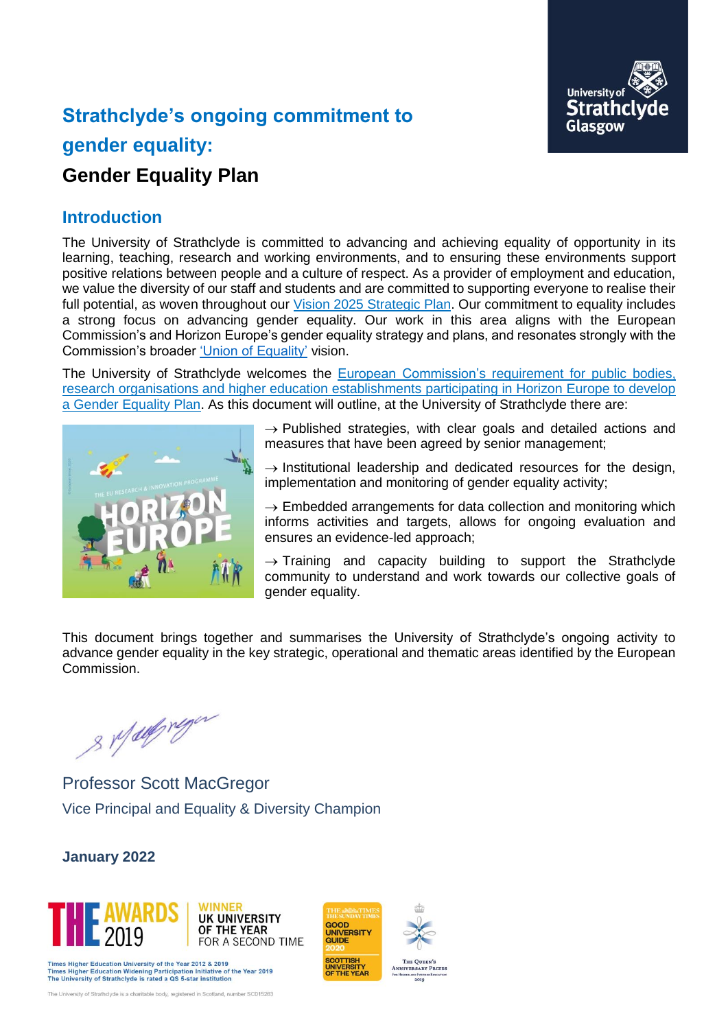# Strathclyde's ongoing commitment to gender equality:

## Gender Equality Plan

## Introduction

The University of Strathclyde is committed to advancing and achieving equality of opportunity in its learning, teaching, research and working environments, and to ensuring these environments support positive relations between people and a culture of respect. As a provider of employment and education, we value the diversity of our staff and students and are committed to supporting everyone to realise their full potential, as woven throughout our Vision 2025 Strategic Plan. Our commitment to equality includes a strong focus on advancing gender equality. Our work in this area aligns with the European Commission's and Horizon Europe's gender equality strategy and plans, and resonates strongly with the Commission's broader 'Union of Equality' vision.

The University of Strathclyde welcomes the European Commission's requirement for public bodies, research organisations and higher education establishments participating in Horizon Europe to develop a Gender Equality Plan. As this document will outline, at the University of Strathclyde there are:

→ Published strategies, with clear goals and detailed actions and measures that have been agreed by senior management;

→ Institutional leadership and dedicated resources for the design, implementation and monitoring of gender equality activity;

→ Embedded arrangements for data collection and monitoring which informs activities and targets, allows for ongoing evaluation and ensures an evidence-led approach;

→ Training and capacity building to support the Strathclyde community to understand and work towards our collective goals of gender equality.

This document brings together and summarises the University of Strathclyde's ongoing activity to advance gender equality in the key strategic, operational and thematic areas identified by the European Commission.

Professor Scott MacGregor

Vice Principal and Equality & Diversity Champion

**January 2022**

Times Higher Education University of the Year 2012 & 2019
Times Higher Education Widening Participation Initiative of the Year 2019
The University of Strathclyde is rated a QS 5-star institution

The University of Strathclyde is a charitable body, registered in Scotland, number SC015263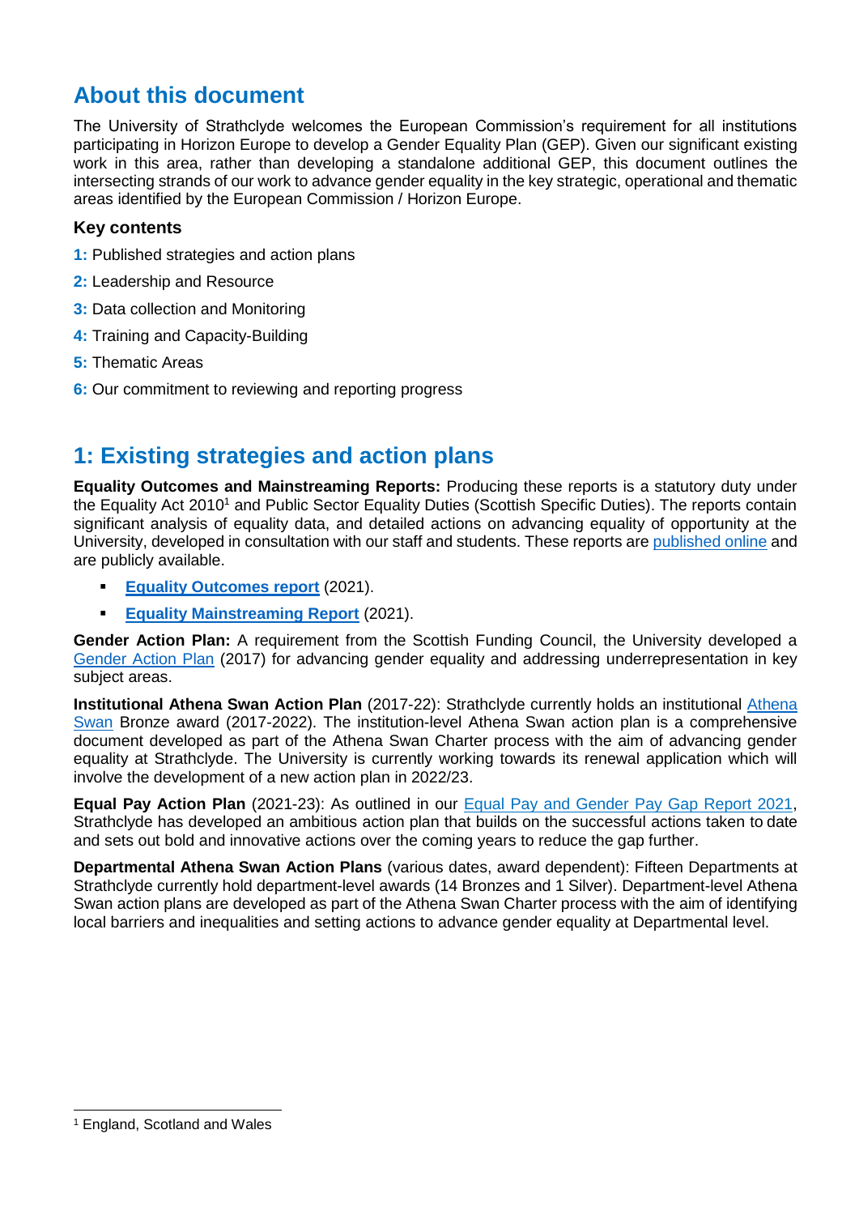## About this document

The University of Strathclyde welcomes the European Commission's requirement for all institutions participating in Horizon Europe to develop a Gender Equality Plan (GEP). Given our significant existing work in this area, rather than developing a standalone additional GEP, this document outlines the intersecting strands of our work to advance gender equality in the key strategic, operational and thematic areas identified by the European Commission / Horizon Europe.

### Key contents

**1:** Published strategies and action plans

**2:** Leadership and Resource

**3:** Data collection and Monitoring

**4:** Training and Capacity-Building

**5:** Thematic Areas

**6:** Our commitment to reviewing and reporting progress

## 1: Existing strategies and action plans

**Equality Outcomes and Mainstreaming Reports:** Producing these reports is a statutory duty under the Equality Act 2010[1] and Public Sector Equality Duties (Scottish Specific Duties). The reports contain significant analysis of equality data, and detailed actions on advancing equality of opportunity at the University, developed in consultation with our staff and students. These reports are published online and are publicly available.

- **Equality Outcomes report** (2021).
- **Equality Mainstreaming Report** (2021).

**Gender Action Plan:** A requirement from the Scottish Funding Council, the University developed a Gender Action Plan (2017) for advancing gender equality and addressing underrepresentation in key subject areas.

**Institutional Athena Swan Action Plan** (2017-22): Strathclyde currently holds an institutional Athena Swan Bronze award (2017-2022). The institution-level Athena Swan action plan is a comprehensive document developed as part of the Athena Swan Charter process with the aim of advancing gender equality at Strathclyde. The University is currently working towards its renewal application which will involve the development of a new action plan in 2022/23.

**Equal Pay Action Plan** (2021-23): As outlined in our Equal Pay and Gender Pay Gap Report 2021, Strathclyde has developed an ambitious action plan that builds on the successful actions taken to date and sets out bold and innovative actions over the coming years to reduce the gap further.

**Departmental Athena Swan Action Plans** (various dates, award dependent): Fifteen Departments at Strathclyde currently hold department-level awards (14 Bronzes and 1 Silver). Department-level Athena Swan action plans are developed as part of the Athena Swan Charter process with the aim of identifying local barriers and inequalities and setting actions to advance gender equality at Departmental level.

[1] England, Scotland and Wales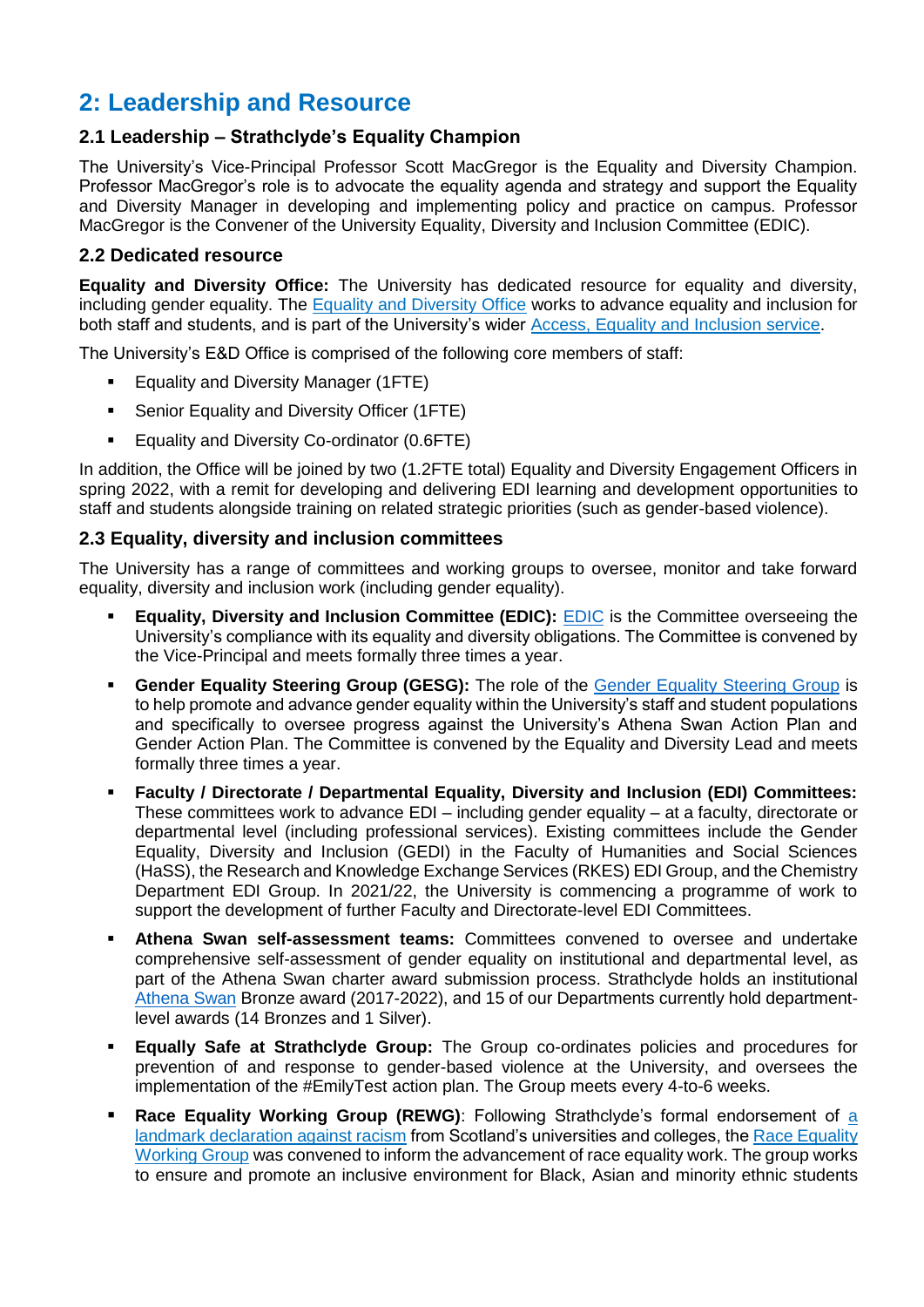# 2: Leadership and Resource

## 2.1 Leadership – Strathclyde's Equality Champion

The University's Vice-Principal Professor Scott MacGregor is the Equality and Diversity Champion. Professor MacGregor's role is to advocate the equality agenda and strategy and support the Equality and Diversity Manager in developing and implementing policy and practice on campus. Professor MacGregor is the Convener of the University Equality, Diversity and Inclusion Committee (EDIC).

## 2.2 Dedicated resource

**Equality and Diversity Office:** The University has dedicated resource for equality and diversity, including gender equality. The Equality and Diversity Office works to advance equality and inclusion for both staff and students, and is part of the University's wider Access, Equality and Inclusion service.

The University's E&D Office is comprised of the following core members of staff:

- Equality and Diversity Manager (1FTE)
- Senior Equality and Diversity Officer (1FTE)
- Equality and Diversity Co-ordinator (0.6FTE)

In addition, the Office will be joined by two (1.2FTE total) Equality and Diversity Engagement Officers in spring 2022, with a remit for developing and delivering EDI learning and development opportunities to staff and students alongside training on related strategic priorities (such as gender-based violence).

## 2.3 Equality, diversity and inclusion committees

The University has a range of committees and working groups to oversee, monitor and take forward equality, diversity and inclusion work (including gender equality).

- **Equality, Diversity and Inclusion Committee (EDIC):** EDIC is the Committee overseeing the University's compliance with its equality and diversity obligations. The Committee is convened by the Vice-Principal and meets formally three times a year.
- **Gender Equality Steering Group (GESG):** The role of the Gender Equality Steering Group is to help promote and advance gender equality within the University's staff and student populations and specifically to oversee progress against the University's Athena Swan Action Plan and Gender Action Plan. The Committee is convened by the Equality and Diversity Lead and meets formally three times a year.
- **Faculty / Directorate / Departmental Equality, Diversity and Inclusion (EDI) Committees:** These committees work to advance EDI – including gender equality – at a faculty, directorate or departmental level (including professional services). Existing committees include the Gender Equality, Diversity and Inclusion (GEDI) in the Faculty of Humanities and Social Sciences (HaSS), the Research and Knowledge Exchange Services (RKES) EDI Group, and the Chemistry Department EDI Group. In 2021/22, the University is commencing a programme of work to support the development of further Faculty and Directorate-level EDI Committees.
- **Athena Swan self-assessment teams:** Committees convened to oversee and undertake comprehensive self-assessment of gender equality on institutional and departmental level, as part of the Athena Swan charter award submission process. Strathclyde holds an institutional Athena Swan Bronze award (2017-2022), and 15 of our Departments currently hold department-level awards (14 Bronzes and 1 Silver).
- **Equally Safe at Strathclyde Group:** The Group co-ordinates policies and procedures for prevention of and response to gender-based violence at the University, and oversees the implementation of the #EmilyTest action plan. The Group meets every 4-to-6 weeks.
- **Race Equality Working Group (REWG)**: Following Strathclyde's formal endorsement of a landmark declaration against racism from Scotland's universities and colleges, the Race Equality Working Group was convened to inform the advancement of race equality work. The group works to ensure and promote an inclusive environment for Black, Asian and minority ethnic students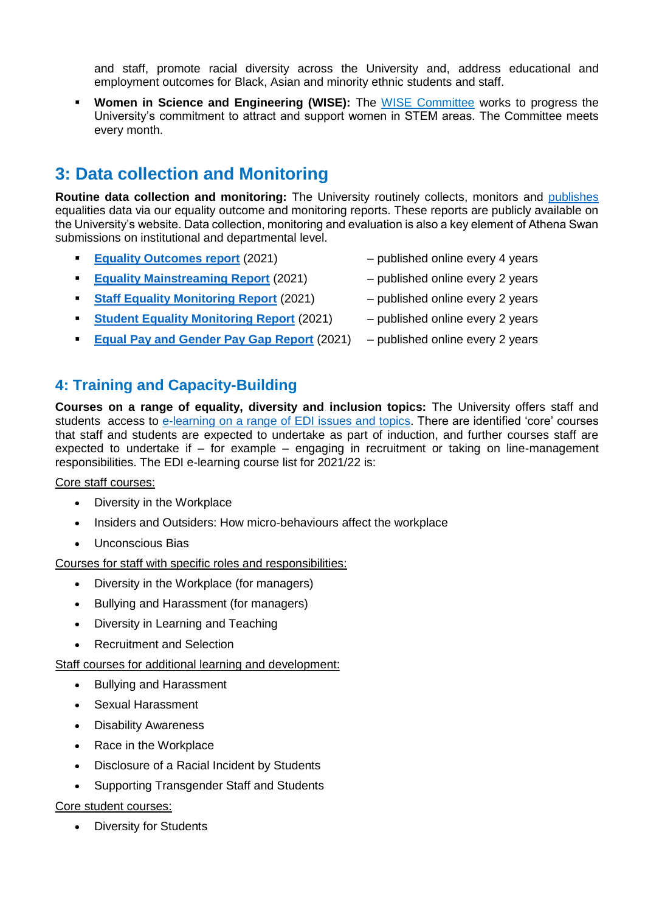and staff, promote racial diversity across the University and, address educational and employment outcomes for Black, Asian and minority ethnic students and staff.

- **Women in Science and Engineering (WISE):** The WISE Committee works to progress the University's commitment to attract and support women in STEM areas. The Committee meets every month.

## 3: Data collection and Monitoring

**Routine data collection and monitoring:** The University routinely collects, monitors and publishes equalities data via our equality outcome and monitoring reports. These reports are publicly available on the University's website. Data collection, monitoring and evaluation is also a key element of Athena Swan submissions on institutional and departmental level.

- **Equality Outcomes report** (2021) – published online every 4 years
- **Equality Mainstreaming Report** (2021) – published online every 2 years
- **Staff Equality Monitoring Report** (2021) – published online every 2 years
- **Student Equality Monitoring Report** (2021) – published online every 2 years
- **Equal Pay and Gender Pay Gap Report** (2021) – published online every 2 years

## 4: Training and Capacity-Building

**Courses on a range of equality, diversity and inclusion topics:** The University offers staff and students access to e-learning on a range of EDI issues and topics. There are identified 'core' courses that staff and students are expected to undertake as part of induction, and further courses staff are expected to undertake if – for example – engaging in recruitment or taking on line-management responsibilities. The EDI e-learning course list for 2021/22 is:

Core staff courses:

- Diversity in the Workplace
- Insiders and Outsiders: How micro-behaviours affect the workplace
- Unconscious Bias

Courses for staff with specific roles and responsibilities:

- Diversity in the Workplace (for managers)
- Bullying and Harassment (for managers)
- Diversity in Learning and Teaching
- Recruitment and Selection

Staff courses for additional learning and development:

- Bullying and Harassment
- Sexual Harassment
- Disability Awareness
- Race in the Workplace
- Disclosure of a Racial Incident by Students
- Supporting Transgender Staff and Students

Core student courses:

- Diversity for Students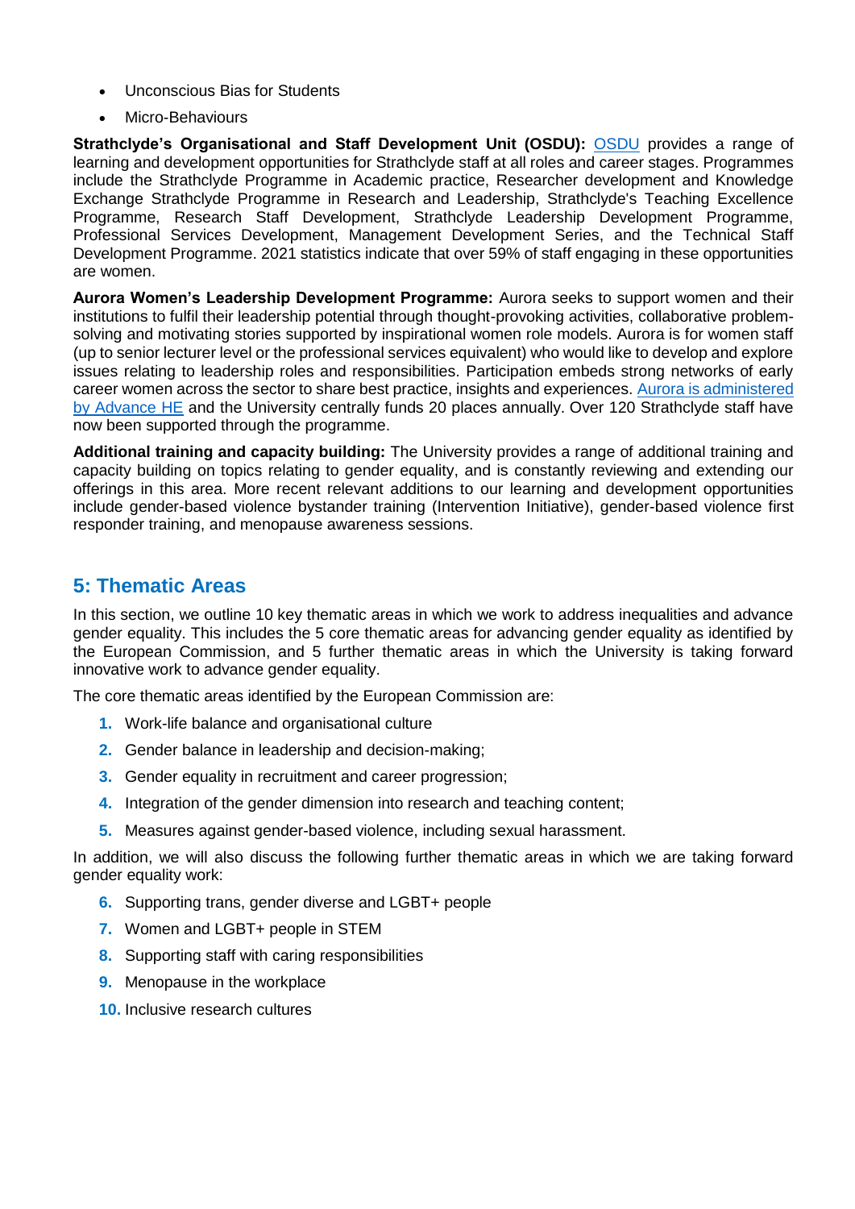- Unconscious Bias for Students
- Micro-Behaviours

**Strathclyde's Organisational and Staff Development Unit (OSDU):** OSDU provides a range of learning and development opportunities for Strathclyde staff at all roles and career stages. Programmes include the Strathclyde Programme in Academic practice, Researcher development and Knowledge Exchange Strathclyde Programme in Research and Leadership, Strathclyde's Teaching Excellence Programme, Research Staff Development, Strathclyde Leadership Development Programme, Professional Services Development, Management Development Series, and the Technical Staff Development Programme. 2021 statistics indicate that over 59% of staff engaging in these opportunities are women.

**Aurora Women's Leadership Development Programme:** Aurora seeks to support women and their institutions to fulfil their leadership potential through thought-provoking activities, collaborative problem-solving and motivating stories supported by inspirational women role models. Aurora is for women staff (up to senior lecturer level or the professional services equivalent) who would like to develop and explore issues relating to leadership roles and responsibilities. Participation embeds strong networks of early career women across the sector to share best practice, insights and experiences. Aurora is administered by Advance HE and the University centrally funds 20 places annually. Over 120 Strathclyde staff have now been supported through the programme.

**Additional training and capacity building:** The University provides a range of additional training and capacity building on topics relating to gender equality, and is constantly reviewing and extending our offerings in this area. More recent relevant additions to our learning and development opportunities include gender-based violence bystander training (Intervention Initiative), gender-based violence first responder training, and menopause awareness sessions.

## 5: Thematic Areas

In this section, we outline 10 key thematic areas in which we work to address inequalities and advance gender equality. This includes the 5 core thematic areas for advancing gender equality as identified by the European Commission, and 5 further thematic areas in which the University is taking forward innovative work to advance gender equality.

The core thematic areas identified by the European Commission are:

1. Work-life balance and organisational culture
2. Gender balance in leadership and decision-making;
3. Gender equality in recruitment and career progression;
4. Integration of the gender dimension into research and teaching content;
5. Measures against gender-based violence, including sexual harassment.

In addition, we will also discuss the following further thematic areas in which we are taking forward gender equality work:

6. Supporting trans, gender diverse and LGBT+ people
7. Women and LGBT+ people in STEM
8. Supporting staff with caring responsibilities
9. Menopause in the workplace
10. Inclusive research cultures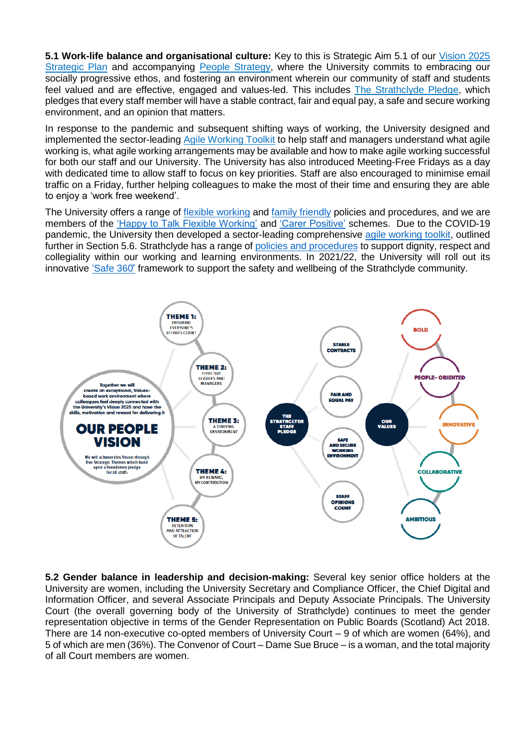**5.1 Work-life balance and organisational culture:** Key to this is Strategic Aim 5.1 of our Vision 2025 Strategic Plan and accompanying People Strategy, where the University commits to embracing our socially progressive ethos, and fostering an environment wherein our community of staff and students feel valued and are effective, engaged and values-led. This includes The Strathclyde Pledge, which pledges that every staff member will have a stable contract, fair and equal pay, a safe and secure working environment, and an opinion that matters.

In response to the pandemic and subsequent shifting ways of working, the University designed and implemented the sector-leading Agile Working Toolkit to help staff and managers understand what agile working is, what agile working arrangements may be available and how to make agile working successful for both our staff and our University. The University has also introduced Meeting-Free Fridays as a day with dedicated time to allow staff to focus on key priorities. Staff are also encouraged to minimise email traffic on a Friday, further helping colleagues to make the most of their time and ensuring they are able to enjoy a 'work free weekend'.

The University offers a range of flexible working and family friendly policies and procedures, and we are members of the 'Happy to Talk Flexible Working' and 'Carer Positive' schemes. Due to the COVID-19 pandemic, the University then developed a sector-leading comprehensive agile working toolkit, outlined further in Section 5.6. Strathclyde has a range of policies and procedures to support dignity, respect and collegiality within our working and learning environments. In 2021/22, the University will roll out its innovative 'Safe 360' framework to support the safety and wellbeing of the Strathclyde community.

Together we will create an exceptional, Values-based work environment where colleagues feel deeply connected with the University's Vision 2025 and have the skills, motivation and reward for delivering it

**OUR PEOPLE VISION**

We will achieve this Vision through five Strategic Themes which build upon a foundation pledge for all staff:

- **THEME 1:** ENSURING EVERYONE'S EFFORTS COUNT
- **THEME 2:** EFFECTIVE LEADERS AND MANAGERS
- **THEME 3:** A THRIVING ENVIRONMENT
- **THEME 4:** MY REWARD, MY CONTRIBUTION
- **THEME 5:** RETENTION AND ATTRACTION OF TALENT

**THE STRATHCLYDE STAFF PLEDGE**

- STABLE CONTRACTS
- FAIR AND EQUAL PAY
- SAFE AND SECURE WORKING ENVIRONMENT
- STAFF OPINIONS COUNT

**OUR VALUES**

- BOLD
- PEOPLE-ORIENTED
- INNOVATIVE
- COLLABORATIVE
- AMBITIOUS

**5.2 Gender balance in leadership and decision-making:** Several key senior office holders at the University are women, including the University Secretary and Compliance Officer, the Chief Digital and Information Officer, and several Associate Principals and Deputy Associate Principals. The University Court (the overall governing body of the University of Strathclyde) continues to meet the gender representation objective in terms of the Gender Representation on Public Boards (Scotland) Act 2018. There are 14 non-executive co-opted members of University Court – 9 of which are women (64%), and 5 of which are men (36%). The Convenor of Court – Dame Sue Bruce – is a woman, and the total majority of all Court members are women.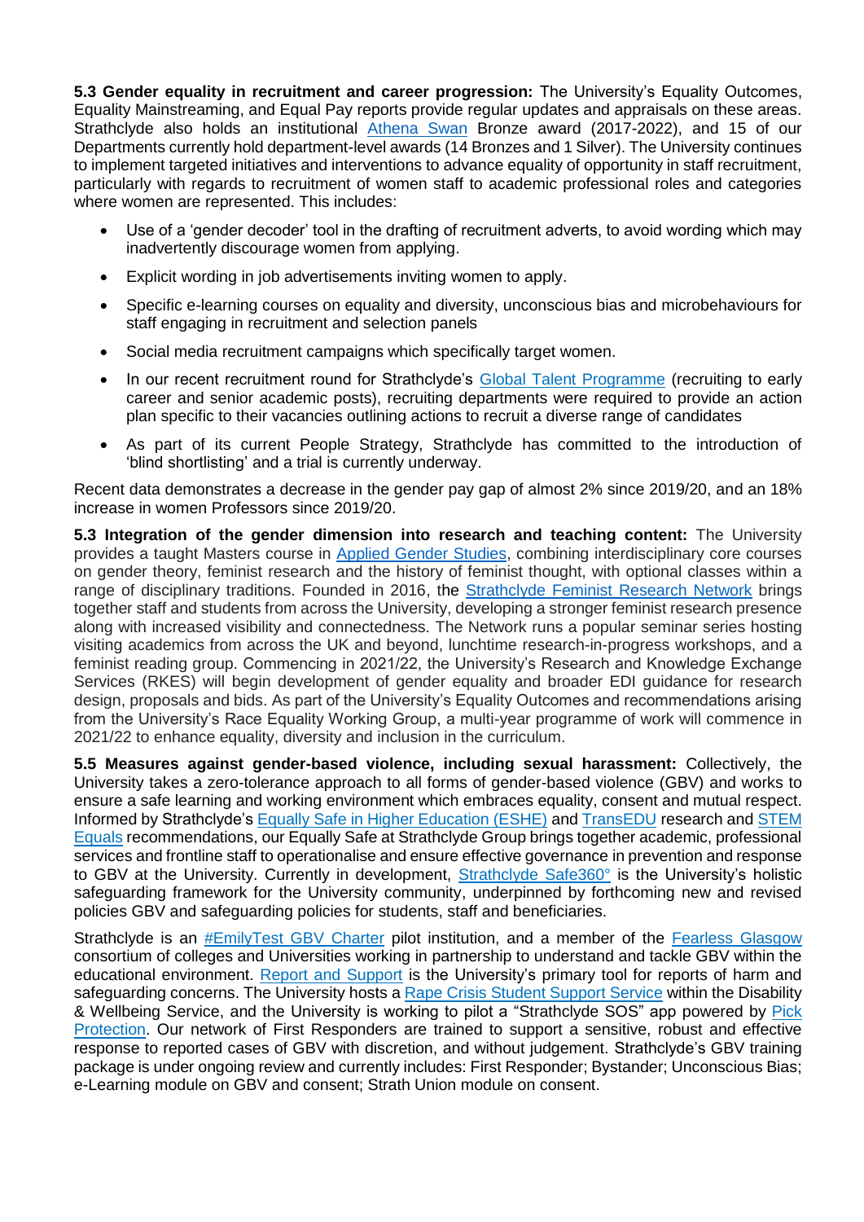**5.3 Gender equality in recruitment and career progression:** The University's Equality Outcomes, Equality Mainstreaming, and Equal Pay reports provide regular updates and appraisals on these areas. Strathclyde also holds an institutional Athena Swan Bronze award (2017-2022), and 15 of our Departments currently hold department-level awards (14 Bronzes and 1 Silver). The University continues to implement targeted initiatives and interventions to advance equality of opportunity in staff recruitment, particularly with regards to recruitment of women staff to academic professional roles and categories where women are represented. This includes:

- Use of a 'gender decoder' tool in the drafting of recruitment adverts, to avoid wording which may inadvertently discourage women from applying.
- Explicit wording in job advertisements inviting women to apply.
- Specific e-learning courses on equality and diversity, unconscious bias and microbehaviours for staff engaging in recruitment and selection panels
- Social media recruitment campaigns which specifically target women.
- In our recent recruitment round for Strathclyde's Global Talent Programme (recruiting to early career and senior academic posts), recruiting departments were required to provide an action plan specific to their vacancies outlining actions to recruit a diverse range of candidates
- As part of its current People Strategy, Strathclyde has committed to the introduction of 'blind shortlisting' and a trial is currently underway.

Recent data demonstrates a decrease in the gender pay gap of almost 2% since 2019/20, and an 18% increase in women Professors since 2019/20.

**5.3 Integration of the gender dimension into research and teaching content:** The University provides a taught Masters course in Applied Gender Studies, combining interdisciplinary core courses on gender theory, feminist research and the history of feminist thought, with optional classes within a range of disciplinary traditions. Founded in 2016, the Strathclyde Feminist Research Network brings together staff and students from across the University, developing a stronger feminist research presence along with increased visibility and connectedness. The Network runs a popular seminar series hosting visiting academics from across the UK and beyond, lunchtime research-in-progress workshops, and a feminist reading group. Commencing in 2021/22, the University's Research and Knowledge Exchange Services (RKES) will begin development of gender equality and broader EDI guidance for research design, proposals and bids. As part of the University's Equality Outcomes and recommendations arising from the University's Race Equality Working Group, a multi-year programme of work will commence in 2021/22 to enhance equality, diversity and inclusion in the curriculum.

**5.5 Measures against gender-based violence, including sexual harassment:** Collectively, the University takes a zero-tolerance approach to all forms of gender-based violence (GBV) and works to ensure a safe learning and working environment which embraces equality, consent and mutual respect. Informed by Strathclyde's Equally Safe in Higher Education (ESHE) and TransEDU research and STEM Equals recommendations, our Equally Safe at Strathclyde Group brings together academic, professional services and frontline staff to operationalise and ensure effective governance in prevention and response to GBV at the University. Currently in development, Strathclyde Safe360° is the University's holistic safeguarding framework for the University community, underpinned by forthcoming new and revised policies GBV and safeguarding policies for students, staff and beneficiaries.

Strathclyde is an #EmilyTest GBV Charter pilot institution, and a member of the Fearless Glasgow consortium of colleges and Universities working in partnership to understand and tackle GBV within the educational environment. Report and Support is the University's primary tool for reports of harm and safeguarding concerns. The University hosts a Rape Crisis Student Support Service within the Disability & Wellbeing Service, and the University is working to pilot a "Strathclyde SOS" app powered by Pick Protection. Our network of First Responders are trained to support a sensitive, robust and effective response to reported cases of GBV with discretion, and without judgement. Strathclyde's GBV training package is under ongoing review and currently includes: First Responder; Bystander; Unconscious Bias; e-Learning module on GBV and consent; Strath Union module on consent.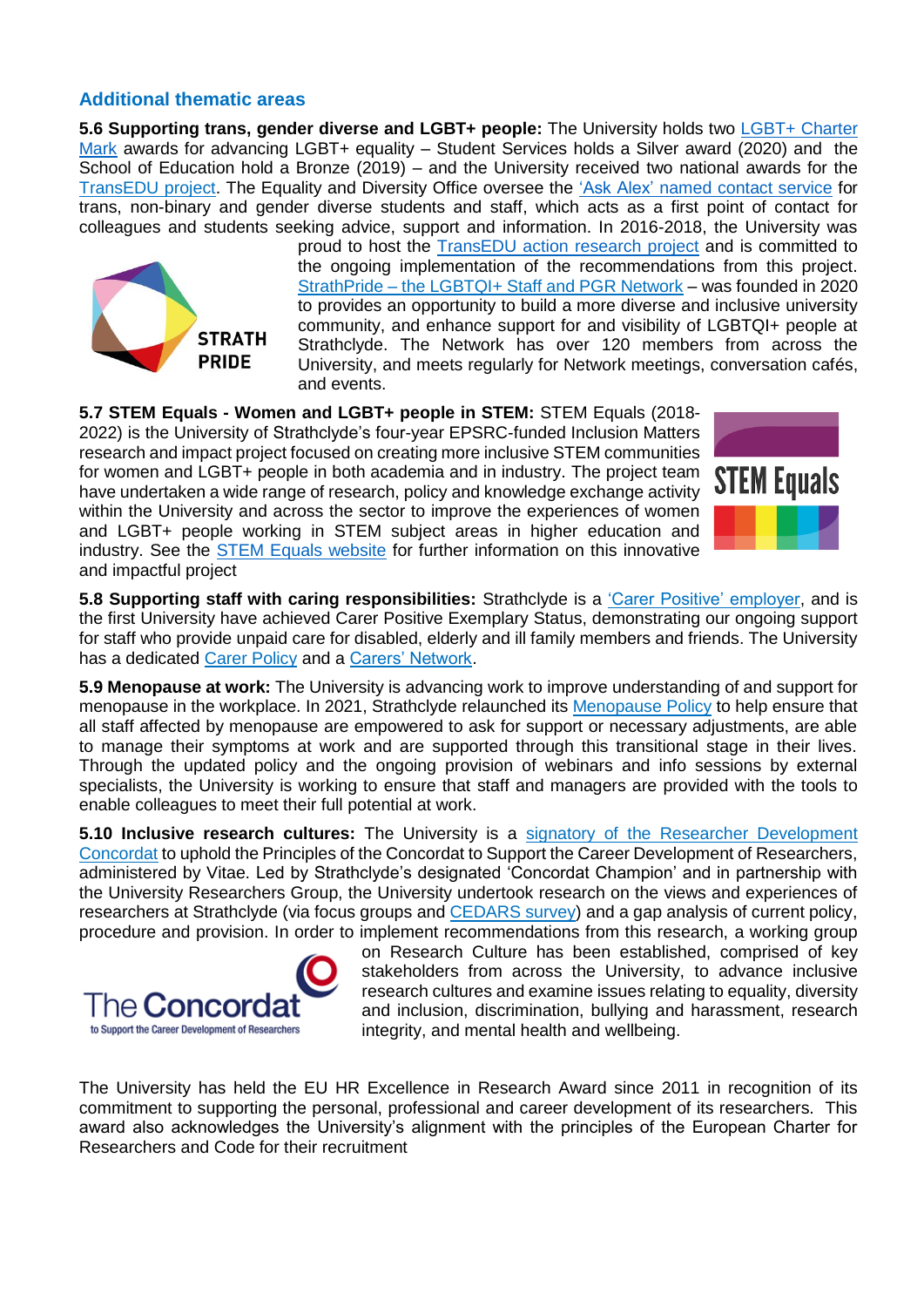## Additional thematic areas

**5.6 Supporting trans, gender diverse and LGBT+ people:** The University holds two LGBT+ Charter Mark awards for advancing LGBT+ equality – Student Services holds a Silver award (2020) and the School of Education hold a Bronze (2019) – and the University received two national awards for the TransEDU project. The Equality and Diversity Office oversee the 'Ask Alex' named contact service for trans, non-binary and gender diverse students and staff, which acts as a first point of contact for colleagues and students seeking advice, support and information. In 2016-2018, the University was proud to host the TransEDU action research project and is committed to the ongoing implementation of the recommendations from this project. StrathPride – the LGBTQI+ Staff and PGR Network – was founded in 2020 to provides an opportunity to build a more diverse and inclusive university community, and enhance support for and visibility of LGBTQI+ people at Strathclyde. The Network has over 120 members from across the University, and meets regularly for Network meetings, conversation cafés, and events.

**5.7 STEM Equals - Women and LGBT+ people in STEM:** STEM Equals (2018-2022) is the University of Strathclyde's four-year EPSRC-funded Inclusion Matters research and impact project focused on creating more inclusive STEM communities for women and LGBT+ people in both academia and in industry. The project team have undertaken a wide range of research, policy and knowledge exchange activity within the University and across the sector to improve the experiences of women and LGBT+ people working in STEM subject areas in higher education and industry. See the STEM Equals website for further information on this innovative and impactful project

**5.8 Supporting staff with caring responsibilities:** Strathclyde is a 'Carer Positive' employer, and is the first University have achieved Carer Positive Exemplary Status, demonstrating our ongoing support for staff who provide unpaid care for disabled, elderly and ill family members and friends. The University has a dedicated Carer Policy and a Carers' Network.

**5.9 Menopause at work:** The University is advancing work to improve understanding of and support for menopause in the workplace. In 2021, Strathclyde relaunched its Menopause Policy to help ensure that all staff affected by menopause are empowered to ask for support or necessary adjustments, are able to manage their symptoms at work and are supported through this transitional stage in their lives. Through the updated policy and the ongoing provision of webinars and info sessions by external specialists, the University is working to ensure that staff and managers are provided with the tools to enable colleagues to meet their full potential at work.

**5.10 Inclusive research cultures:** The University is a signatory of the Researcher Development Concordat to uphold the Principles of the Concordat to Support the Career Development of Researchers, administered by Vitae. Led by Strathclyde's designated 'Concordat Champion' and in partnership with the University Researchers Group, the University undertook research on the views and experiences of researchers at Strathclyde (via focus groups and CEDARS survey) and a gap analysis of current policy, procedure and provision. In order to implement recommendations from this research, a working group on Research Culture has been established, comprised of key stakeholders from across the University, to advance inclusive research cultures and examine issues relating to equality, diversity and inclusion, discrimination, bullying and harassment, research integrity, and mental health and wellbeing.

The University has held the EU HR Excellence in Research Award since 2011 in recognition of its commitment to supporting the personal, professional and career development of its researchers. This award also acknowledges the University's alignment with the principles of the European Charter for Researchers and Code for their recruitment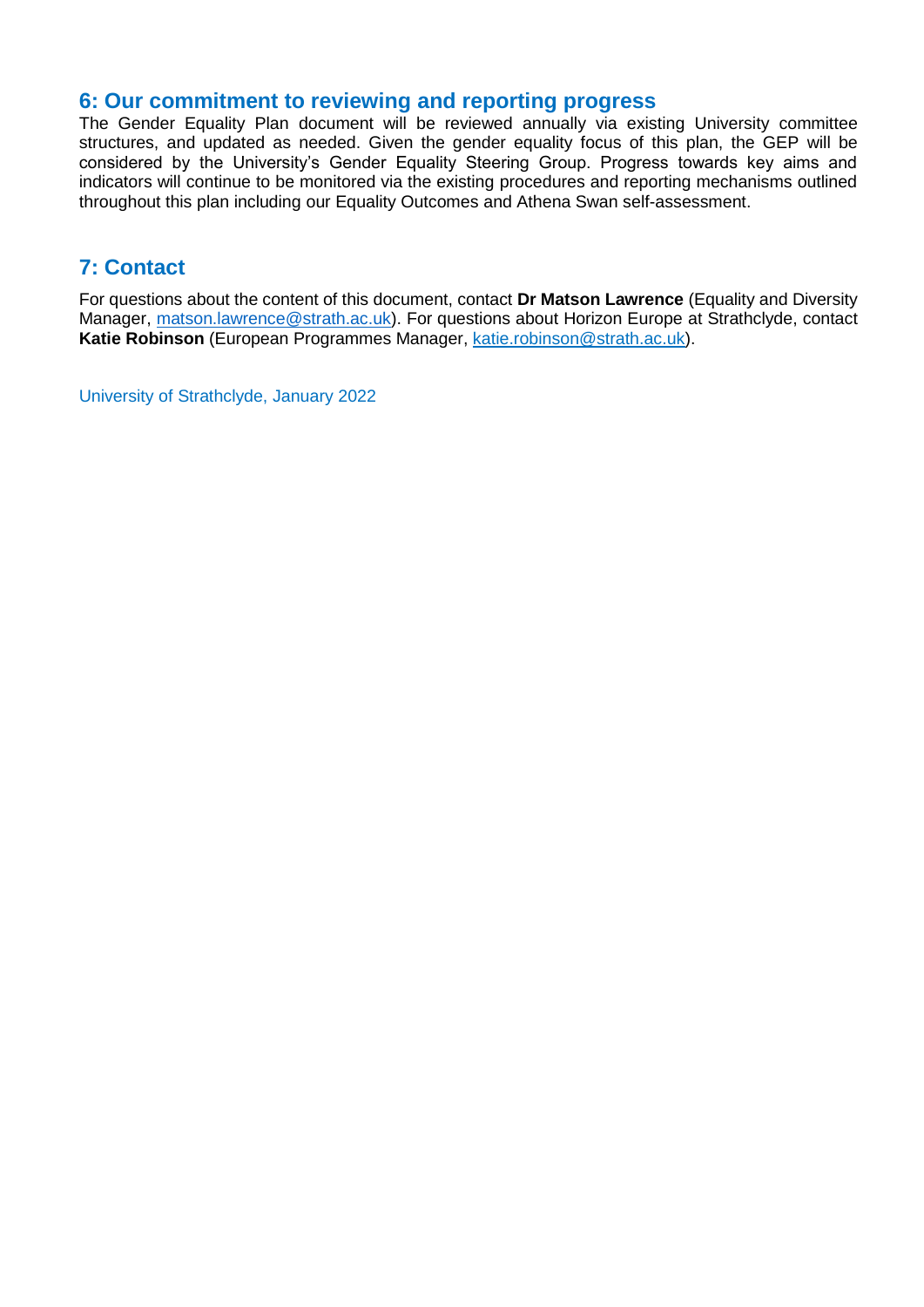## 6: Our commitment to reviewing and reporting progress

The Gender Equality Plan document will be reviewed annually via existing University committee structures, and updated as needed. Given the gender equality focus of this plan, the GEP will be considered by the University's Gender Equality Steering Group. Progress towards key aims and indicators will continue to be monitored via the existing procedures and reporting mechanisms outlined throughout this plan including our Equality Outcomes and Athena Swan self-assessment.

## 7: Contact

For questions about the content of this document, contact **Dr Matson Lawrence** (Equality and Diversity Manager, matson.lawrence@strath.ac.uk). For questions about Horizon Europe at Strathclyde, contact **Katie Robinson** (European Programmes Manager, katie.robinson@strath.ac.uk).

University of Strathclyde, January 2022